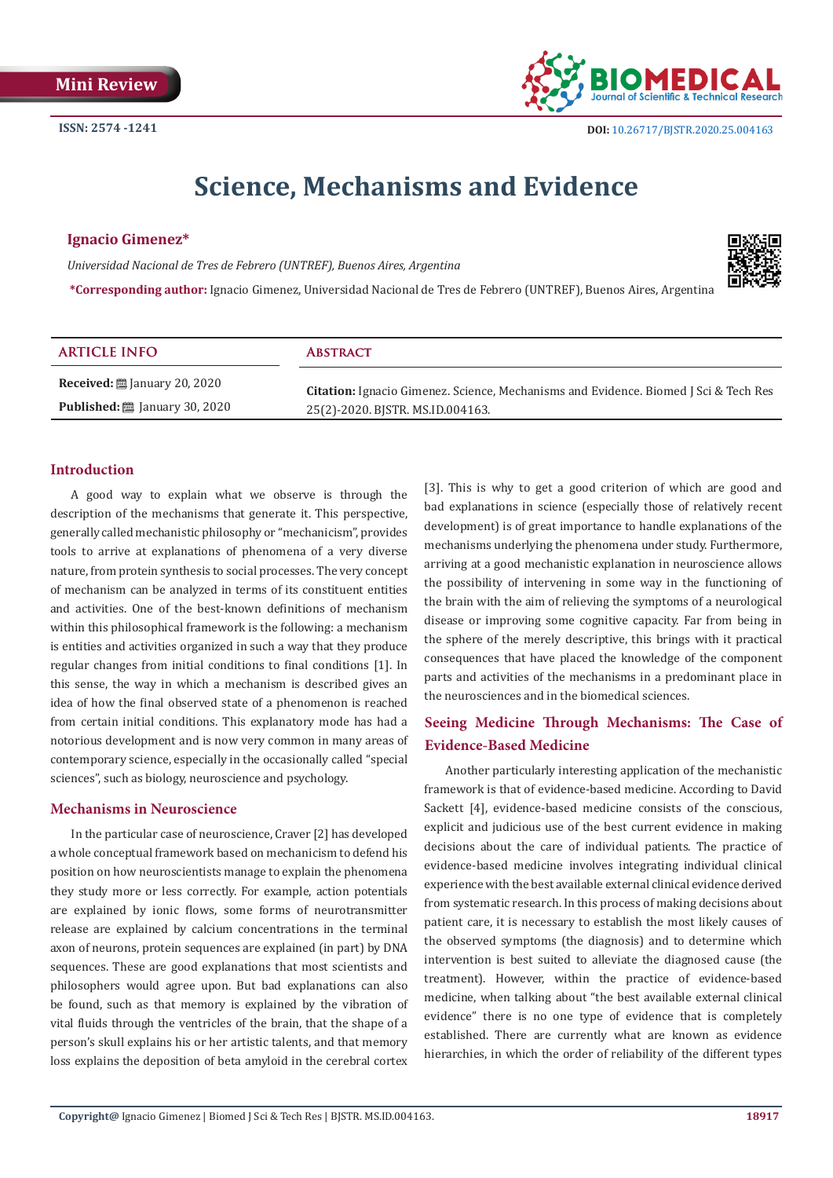Mini Review

ISSN: 2574 -1241

DOI: 10.26717/BJSTR.2020.25.004163

# Science, Mechanisms and Evidence

**Ignacio Gimenez***

*Universidad Nacional de Tres de Febrero (UNTREF), Buenos Aires, Argentina*

***Corresponding author:** Ignacio Gimenez, Universidad Nacional de Tres de Febrero (UNTREF), Buenos Aires, Argentina

| ARTICLE INFO | ABSTRACT |
|---|---|
| **Received:** January 20, 2020 | **Citation:** Ignacio Gimenez. Science, Mechanisms and Evidence. Biomed J Sci & Tech Res 25(2)-2020. BJSTR. MS.ID.004163. |
| **Published:** January 30, 2020 | |

## Introduction

A good way to explain what we observe is through the description of the mechanisms that generate it. This perspective, generally called mechanistic philosophy or "mechanicism", provides tools to arrive at explanations of phenomena of a very diverse nature, from protein synthesis to social processes. The very concept of mechanism can be analyzed in terms of its constituent entities and activities. One of the best-known definitions of mechanism within this philosophical framework is the following: a mechanism is entities and activities organized in such a way that they produce regular changes from initial conditions to final conditions [1]. In this sense, the way in which a mechanism is described gives an idea of how the final observed state of a phenomenon is reached from certain initial conditions. This explanatory mode has had a notorious development and is now very common in many areas of contemporary science, especially in the occasionally called "special sciences", such as biology, neuroscience and psychology.

## Mechanisms in Neuroscience

In the particular case of neuroscience, Craver [2] has developed a whole conceptual framework based on mechanicism to defend his position on how neuroscientists manage to explain the phenomena they study more or less correctly. For example, action potentials are explained by ionic flows, some forms of neurotransmitter release are explained by calcium concentrations in the terminal axon of neurons, protein sequences are explained (in part) by DNA sequences. These are good explanations that most scientists and philosophers would agree upon. But bad explanations can also be found, such as that memory is explained by the vibration of vital fluids through the ventricles of the brain, that the shape of a person's skull explains his or her artistic talents, and that memory loss explains the deposition of beta amyloid in the cerebral cortex [3]. This is why to get a good criterion of which are good and bad explanations in science (especially those of relatively recent development) is of great importance to handle explanations of the mechanisms underlying the phenomena under study. Furthermore, arriving at a good mechanistic explanation in neuroscience allows the possibility of intervening in some way in the functioning of the brain with the aim of relieving the symptoms of a neurological disease or improving some cognitive capacity. Far from being in the sphere of the merely descriptive, this brings with it practical consequences that have placed the knowledge of the component parts and activities of the mechanisms in a predominant place in the neurosciences and in the biomedical sciences.

## Seeing Medicine Through Mechanisms: The Case of Evidence-Based Medicine

Another particularly interesting application of the mechanistic framework is that of evidence-based medicine. According to David Sackett [4], evidence-based medicine consists of the conscious, explicit and judicious use of the best current evidence in making decisions about the care of individual patients. The practice of evidence-based medicine involves integrating individual clinical experience with the best available external clinical evidence derived from systematic research. In this process of making decisions about patient care, it is necessary to establish the most likely causes of the observed symptoms (the diagnosis) and to determine which intervention is best suited to alleviate the diagnosed cause (the treatment). However, within the practice of evidence-based medicine, when talking about "the best available external clinical evidence" there is no one type of evidence that is completely established. There are currently what are known as evidence hierarchies, in which the order of reliability of the different types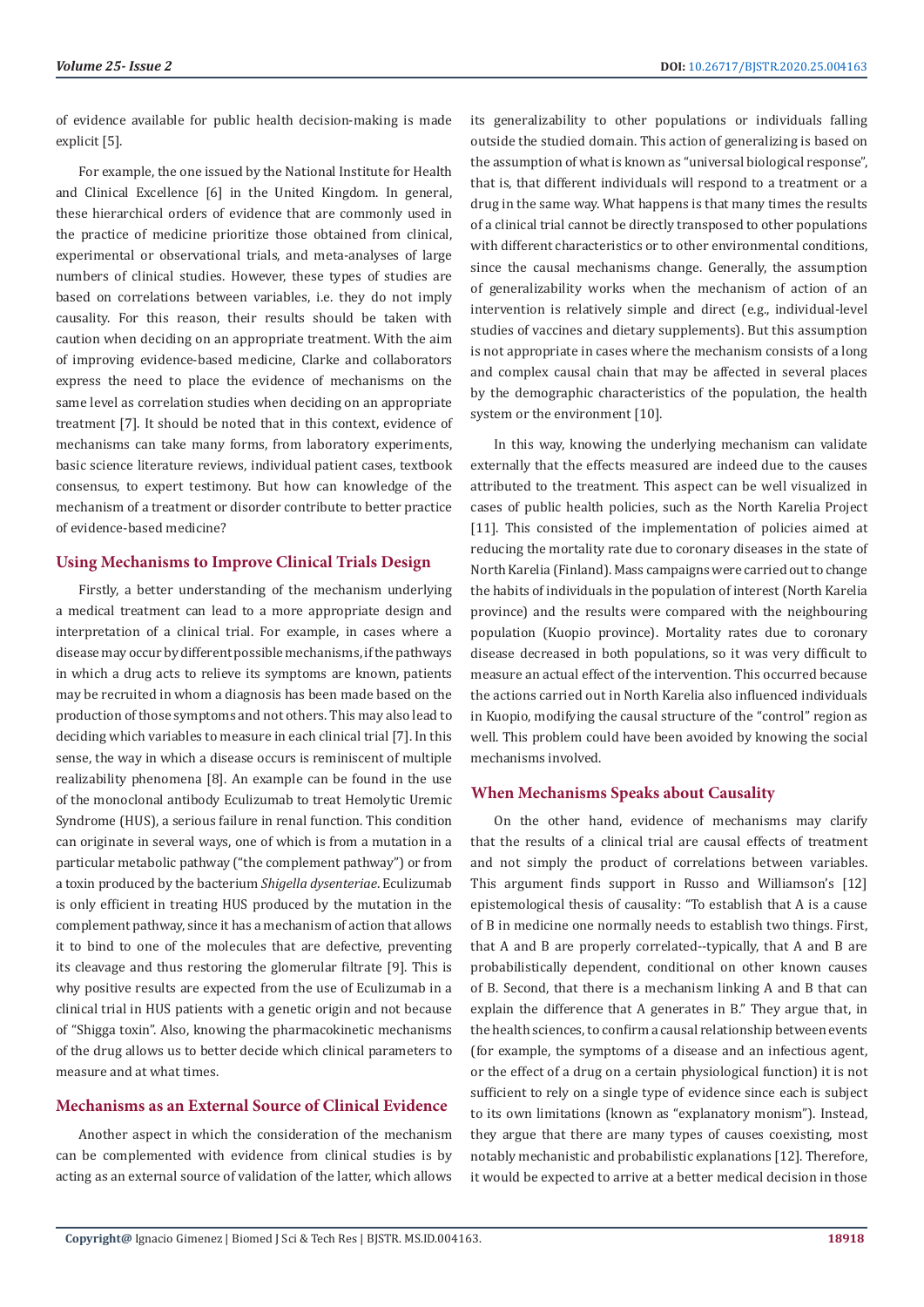of evidence available for public health decision-making is made explicit [5].

For example, the one issued by the National Institute for Health and Clinical Excellence [6] in the United Kingdom. In general, these hierarchical orders of evidence that are commonly used in the practice of medicine prioritize those obtained from clinical, experimental or observational trials, and meta-analyses of large numbers of clinical studies. However, these types of studies are based on correlations between variables, i.e. they do not imply causality. For this reason, their results should be taken with caution when deciding on an appropriate treatment. With the aim of improving evidence-based medicine, Clarke and collaborators express the need to place the evidence of mechanisms on the same level as correlation studies when deciding on an appropriate treatment [7]. It should be noted that in this context, evidence of mechanisms can take many forms, from laboratory experiments, basic science literature reviews, individual patient cases, textbook consensus, to expert testimony. But how can knowledge of the mechanism of a treatment or disorder contribute to better practice of evidence-based medicine?

## Using Mechanisms to Improve Clinical Trials Design

Firstly, a better understanding of the mechanism underlying a medical treatment can lead to a more appropriate design and interpretation of a clinical trial. For example, in cases where a disease may occur by different possible mechanisms, if the pathways in which a drug acts to relieve its symptoms are known, patients may be recruited in whom a diagnosis has been made based on the production of those symptoms and not others. This may also lead to deciding which variables to measure in each clinical trial [7]. In this sense, the way in which a disease occurs is reminiscent of multiple realizability phenomena [8]. An example can be found in the use of the monoclonal antibody Eculizumab to treat Hemolytic Uremic Syndrome (HUS), a serious failure in renal function. This condition can originate in several ways, one of which is from a mutation in a particular metabolic pathway ("the complement pathway") or from a toxin produced by the bacterium *Shigella dysenteriae*. Eculizumab is only efficient in treating HUS produced by the mutation in the complement pathway, since it has a mechanism of action that allows it to bind to one of the molecules that are defective, preventing its cleavage and thus restoring the glomerular filtrate [9]. This is why positive results are expected from the use of Eculizumab in a clinical trial in HUS patients with a genetic origin and not because of "Shigga toxin". Also, knowing the pharmacokinetic mechanisms of the drug allows us to better decide which clinical parameters to measure and at what times.

## Mechanisms as an External Source of Clinical Evidence

Another aspect in which the consideration of the mechanism can be complemented with evidence from clinical studies is by acting as an external source of validation of the latter, which allows its generalizability to other populations or individuals falling outside the studied domain. This action of generalizing is based on the assumption of what is known as "universal biological response", that is, that different individuals will respond to a treatment or a drug in the same way. What happens is that many times the results of a clinical trial cannot be directly transposed to other populations with different characteristics or to other environmental conditions, since the causal mechanisms change. Generally, the assumption of generalizability works when the mechanism of action of an intervention is relatively simple and direct (e.g., individual-level studies of vaccines and dietary supplements). But this assumption is not appropriate in cases where the mechanism consists of a long and complex causal chain that may be affected in several places by the demographic characteristics of the population, the health system or the environment [10].

In this way, knowing the underlying mechanism can validate externally that the effects measured are indeed due to the causes attributed to the treatment. This aspect can be well visualized in cases of public health policies, such as the North Karelia Project [11]. This consisted of the implementation of policies aimed at reducing the mortality rate due to coronary diseases in the state of North Karelia (Finland). Mass campaigns were carried out to change the habits of individuals in the population of interest (North Karelia province) and the results were compared with the neighbouring population (Kuopio province). Mortality rates due to coronary disease decreased in both populations, so it was very difficult to measure an actual effect of the intervention. This occurred because the actions carried out in North Karelia also influenced individuals in Kuopio, modifying the causal structure of the "control" region as well. This problem could have been avoided by knowing the social mechanisms involved.

## When Mechanisms Speaks about Causality

On the other hand, evidence of mechanisms may clarify that the results of a clinical trial are causal effects of treatment and not simply the product of correlations between variables. This argument finds support in Russo and Williamson's [12] epistemological thesis of causality: "To establish that A is a cause of B in medicine one normally needs to establish two things. First, that A and B are properly correlated--typically, that A and B are probabilistically dependent, conditional on other known causes of B. Second, that there is a mechanism linking A and B that can explain the difference that A generates in B." They argue that, in the health sciences, to confirm a causal relationship between events (for example, the symptoms of a disease and an infectious agent, or the effect of a drug on a certain physiological function) it is not sufficient to rely on a single type of evidence since each is subject to its own limitations (known as "explanatory monism"). Instead, they argue that there are many types of causes coexisting, most notably mechanistic and probabilistic explanations [12]. Therefore, it would be expected to arrive at a better medical decision in those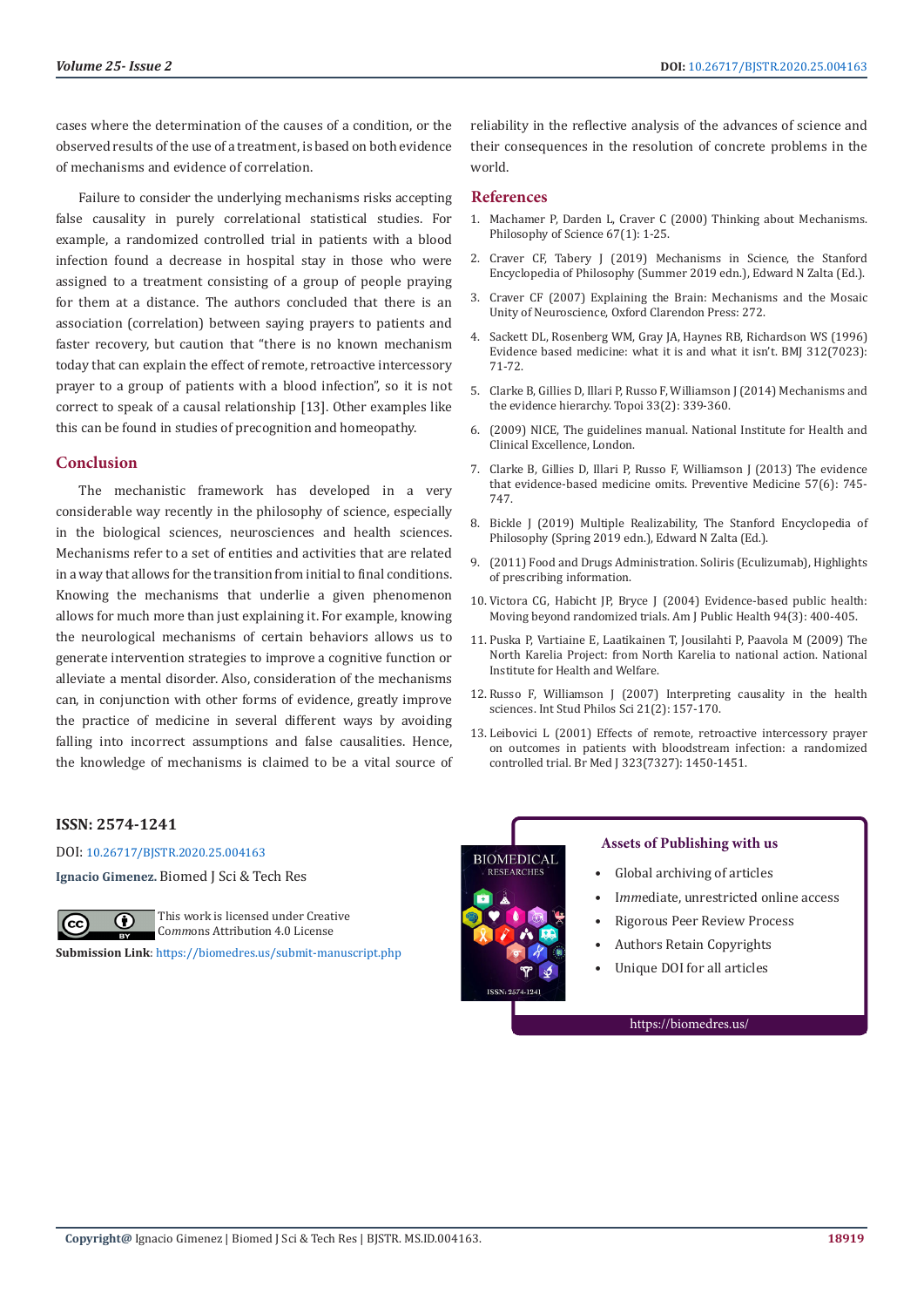cases where the determination of the causes of a condition, or the observed results of the use of a treatment, is based on both evidence of mechanisms and evidence of correlation.

Failure to consider the underlying mechanisms risks accepting false causality in purely correlational statistical studies. For example, a randomized controlled trial in patients with a blood infection found a decrease in hospital stay in those who were assigned to a treatment consisting of a group of people praying for them at a distance. The authors concluded that there is an association (correlation) between saying prayers to patients and faster recovery, but caution that "there is no known mechanism today that can explain the effect of remote, retroactive intercessory prayer to a group of patients with a blood infection", so it is not correct to speak of a causal relationship [13]. Other examples like this can be found in studies of precognition and homeopathy.

## Conclusion

The mechanistic framework has developed in a very considerable way recently in the philosophy of science, especially in the biological sciences, neurosciences and health sciences. Mechanisms refer to a set of entities and activities that are related in a way that allows for the transition from initial to final conditions. Knowing the mechanisms that underlie a given phenomenon allows for much more than just explaining it. For example, knowing the neurological mechanisms of certain behaviors allows us to generate intervention strategies to improve a cognitive function or alleviate a mental disorder. Also, consideration of the mechanisms can, in conjunction with other forms of evidence, greatly improve the practice of medicine in several different ways by avoiding falling into incorrect assumptions and false causalities. Hence, the knowledge of mechanisms is claimed to be a vital source of reliability in the reflective analysis of the advances of science and their consequences in the resolution of concrete problems in the world.

## References

1. Machamer P, Darden L, Craver C (2000) Thinking about Mechanisms. Philosophy of Science 67(1): 1-25.
2. Craver CF, Tabery J (2019) Mechanisms in Science, the Stanford Encyclopedia of Philosophy (Summer 2019 edn.), Edward N Zalta (Ed.).
3. Craver CF (2007) Explaining the Brain: Mechanisms and the Mosaic Unity of Neuroscience, Oxford Clarendon Press: 272.
4. Sackett DL, Rosenberg WM, Gray JA, Haynes RB, Richardson WS (1996) Evidence based medicine: what it is and what it isn't. BMJ 312(7023): 71-72.
5. Clarke B, Gillies D, Illari P, Russo F, Williamson J (2014) Mechanisms and the evidence hierarchy. Topoi 33(2): 339-360.
6. (2009) NICE, The guidelines manual. National Institute for Health and Clinical Excellence, London.
7. Clarke B, Gillies D, Illari P, Russo F, Williamson J (2013) The evidence that evidence-based medicine omits. Preventive Medicine 57(6): 745-747.
8. Bickle J (2019) Multiple Realizability, The Stanford Encyclopedia of Philosophy (Spring 2019 edn.), Edward N Zalta (Ed.).
9. (2011) Food and Drugs Administration. Soliris (Eculizumab), Highlights of prescribing information.
10. Victora CG, Habicht JP, Bryce J (2004) Evidence-based public health: Moving beyond randomized trials. Am J Public Health 94(3): 400-405.
11. Puska P, Vartiaine E, Laatikainen T, Jousilahti P, Paavola M (2009) The North Karelia Project: from North Karelia to national action. National Institute for Health and Welfare.
12. Russo F, Williamson J (2007) Interpreting causality in the health sciences. Int Stud Philos Sci 21(2): 157-170.
13. Leibovici L (2001) Effects of remote, retroactive intercessory prayer on outcomes in patients with bloodstream infection: a randomized controlled trial. Br Med J 323(7327): 1450-1451.

**ISSN: 2574-1241**

DOI: 10.26717/BJSTR.2020.25.004163

**Ignacio Gimenez.** Biomed J Sci & Tech Res

This work is licensed under Creative Commons Attribution 4.0 License

**Submission Link**: https://biomedres.us/submit-manuscript.php

**Assets of Publishing with us**

- Global archiving of articles
- Immediate, unrestricted online access
- Rigorous Peer Review Process
- Authors Retain Copyrights
- Unique DOI for all articles

https://biomedres.us/